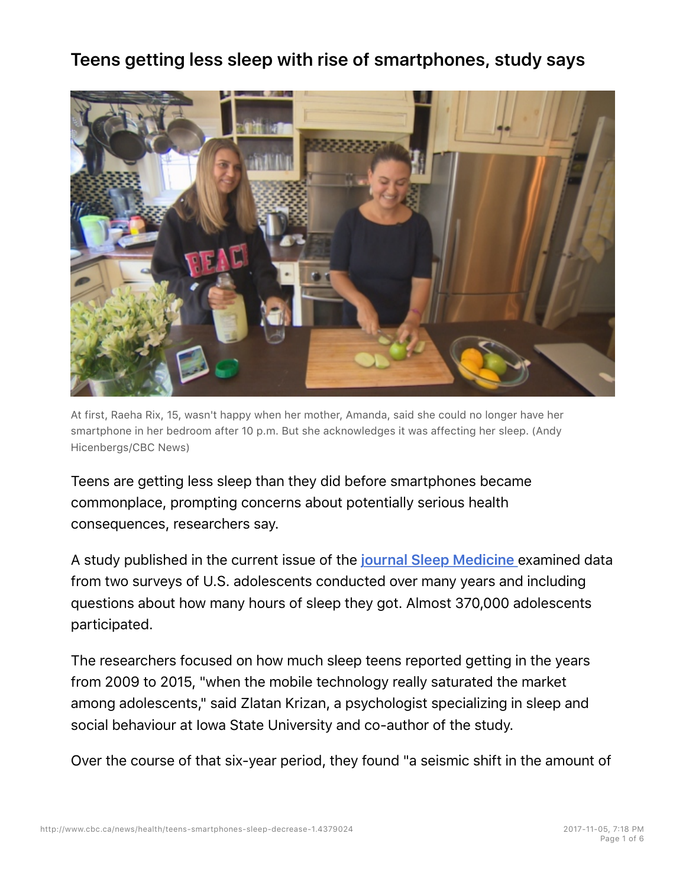# Teens getting less sleep with rise of smartphones, study says

At first, Raeha Rix, 15, wasn't happy when her mother, Amanda, said she could no longer have her smartphone in her bedroom after 10 p.m. But she acknowledges it was affecting her sleep. (Andy Hicenbergs/CBC News)

Teens are getting less sleep than they did before smartphones became commonplace, prompting concerns about potentially serious health consequences, researchers say.

A study published in the current issue of the [journal Sleep Medicine](#) examined data from two surveys of U.S. adolescents conducted over many years and including questions about how many hours of sleep they got. Almost 370,000 adolescents participated.

The researchers focused on how much sleep teens reported getting in the years from 2009 to 2015, "when the mobile technology really saturated the market among adolescents," said Zlatan Krizan, a psychologist specializing in sleep and social behaviour at Iowa State University and co-author of the study.

Over the course of that six-year period, they found "a seismic shift in the amount of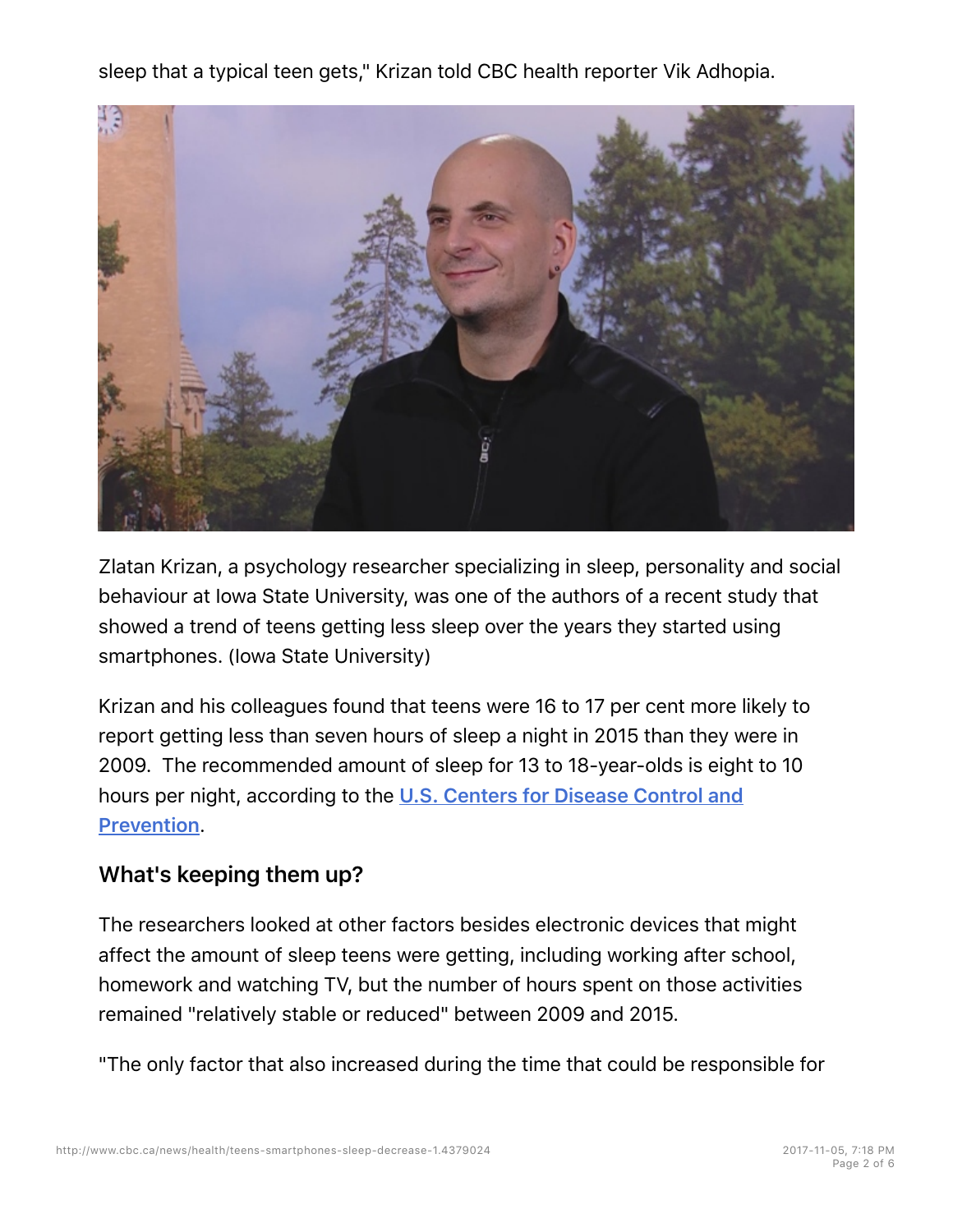sleep that a typical teen gets," Krizan told CBC health reporter Vik Adhopia.

Zlatan Krizan, a psychology researcher specializing in sleep, personality and social behaviour at Iowa State University, was one of the authors of a recent study that showed a trend of teens getting less sleep over the years they started using smartphones. (Iowa State University)

Krizan and his colleagues found that teens were 16 to 17 per cent more likely to report getting less than seven hours of sleep a night in 2015 than they were in 2009. The recommended amount of sleep for 13 to 18-year-olds is eight to 10 hours per night, according to the [U.S. Centers for Disease Control and Prevention](#).

## What's keeping them up?

The researchers looked at other factors besides electronic devices that might affect the amount of sleep teens were getting, including working after school, homework and watching TV, but the number of hours spent on those activities remained "relatively stable or reduced" between 2009 and 2015.

"The only factor that also increased during the time that could be responsible for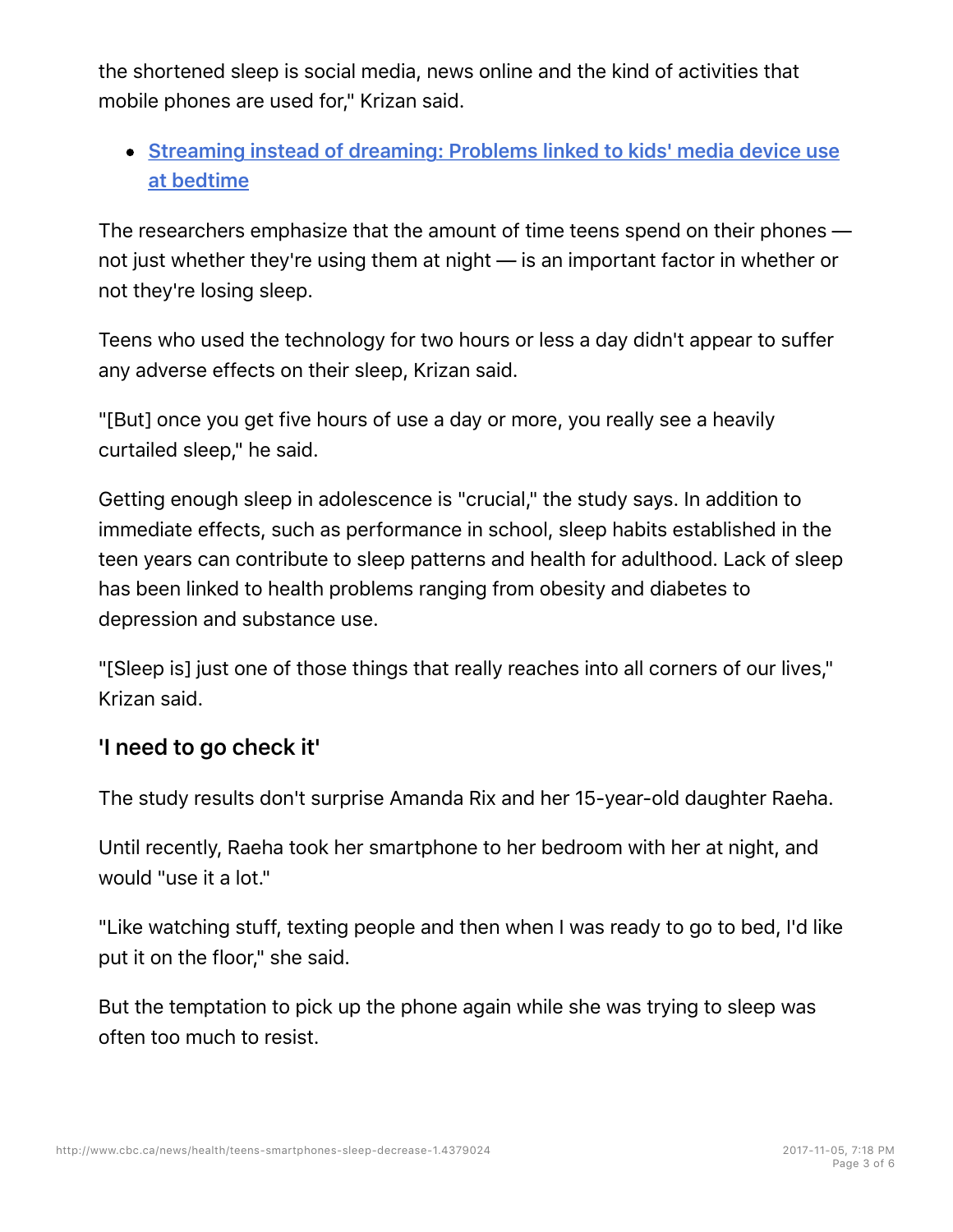the shortened sleep is social media, news online and the kind of activities that mobile phones are used for," Krizan said.

- [Streaming instead of dreaming: Problems linked to kids' media device use at bedtime]()

The researchers emphasize that the amount of time teens spend on their phones — not just whether they're using them at night — is an important factor in whether or not they're losing sleep.

Teens who used the technology for two hours or less a day didn't appear to suffer any adverse effects on their sleep, Krizan said.

"[But] once you get five hours of use a day or more, you really see a heavily curtailed sleep," he said.

Getting enough sleep in adolescence is "crucial," the study says. In addition to immediate effects, such as performance in school, sleep habits established in the teen years can contribute to sleep patterns and health for adulthood. Lack of sleep has been linked to health problems ranging from obesity and diabetes to depression and substance use.

"[Sleep is] just one of those things that really reaches into all corners of our lives," Krizan said.

### 'I need to go check it'

The study results don't surprise Amanda Rix and her 15-year-old daughter Raeha.

Until recently, Raeha took her smartphone to her bedroom with her at night, and would "use it a lot."

"Like watching stuff, texting people and then when I was ready to go to bed, I'd like put it on the floor," she said.

But the temptation to pick up the phone again while she was trying to sleep was often too much to resist.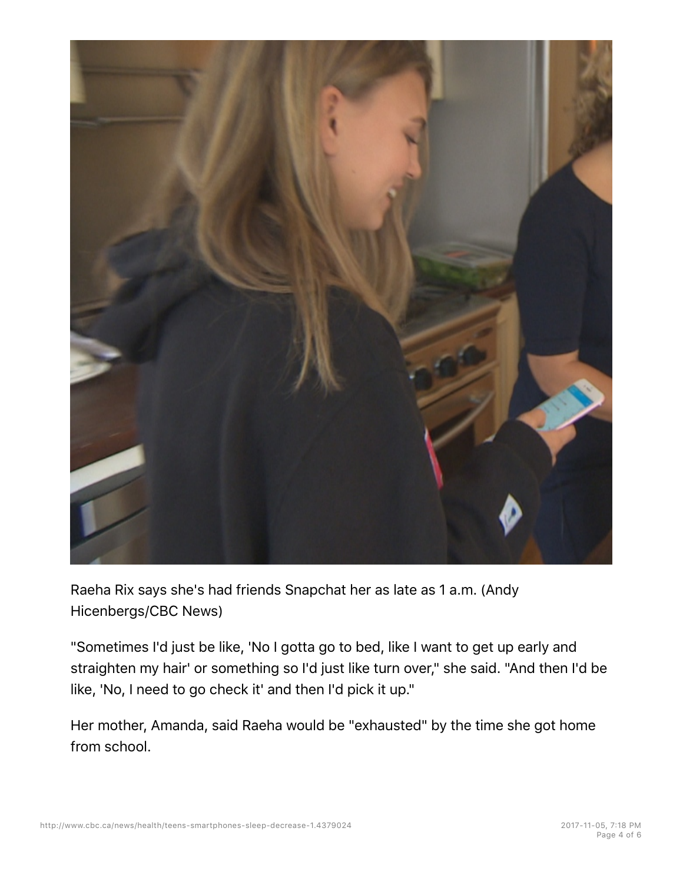Raeha Rix says she's had friends Snapchat her as late as 1 a.m. (Andy Hicenbergs/CBC News)

"Sometimes I'd just be like, 'No I gotta go to bed, like I want to get up early and straighten my hair' or something so I'd just like turn over," she said. "And then I'd be like, 'No, I need to go check it' and then I'd pick it up."

Her mother, Amanda, said Raeha would be "exhausted" by the time she got home from school.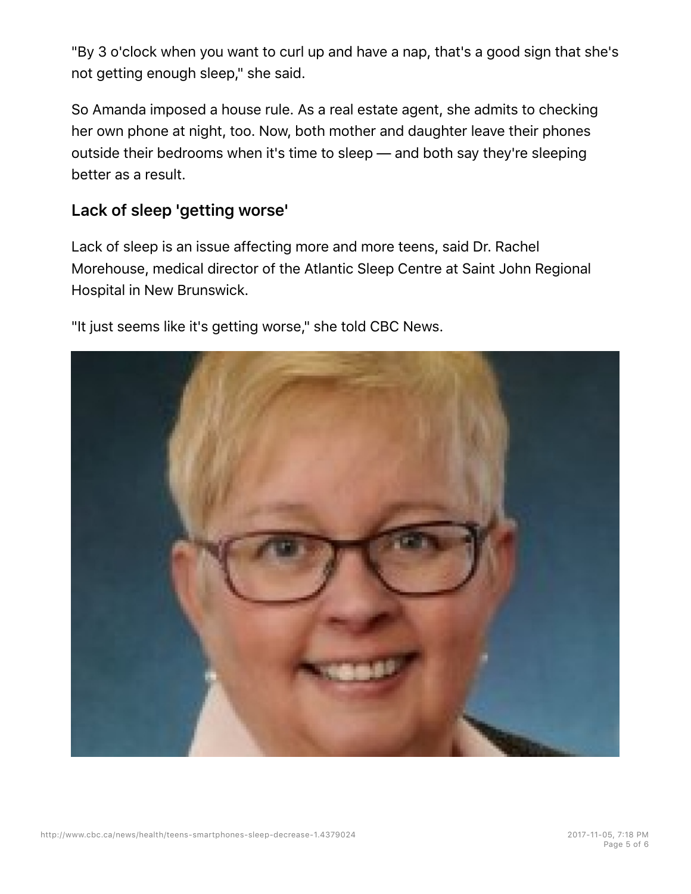"By 3 o'clock when you want to curl up and have a nap, that's a good sign that she's not getting enough sleep," she said.

So Amanda imposed a house rule. As a real estate agent, she admits to checking her own phone at night, too. Now, both mother and daughter leave their phones outside their bedrooms when it's time to sleep — and both say they're sleeping better as a result.

## Lack of sleep 'getting worse'

Lack of sleep is an issue affecting more and more teens, said Dr. Rachel Morehouse, medical director of the Atlantic Sleep Centre at Saint John Regional Hospital in New Brunswick.

"It just seems like it's getting worse," she told CBC News.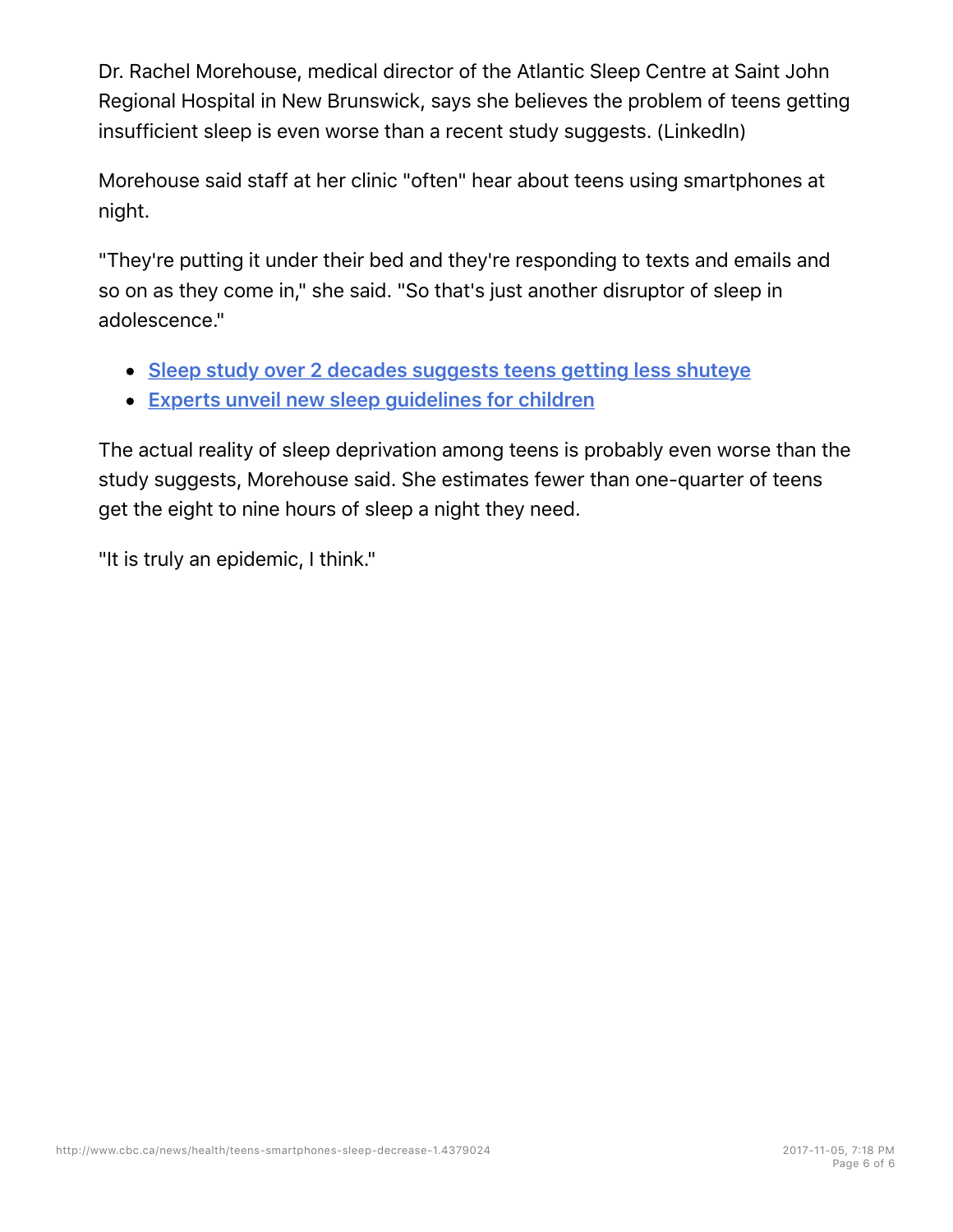Dr. Rachel Morehouse, medical director of the Atlantic Sleep Centre at Saint John Regional Hospital in New Brunswick, says she believes the problem of teens getting insufficient sleep is even worse than a recent study suggests. (LinkedIn)

Morehouse said staff at her clinic "often" hear about teens using smartphones at night.

"They're putting it under their bed and they're responding to texts and emails and so on as they come in," she said. "So that's just another disruptor of sleep in adolescence."

- Sleep study over 2 decades suggests teens getting less shuteye
- Experts unveil new sleep guidelines for children

The actual reality of sleep deprivation among teens is probably even worse than the study suggests, Morehouse said. She estimates fewer than one-quarter of teens get the eight to nine hours of sleep a night they need.

"It is truly an epidemic, I think."